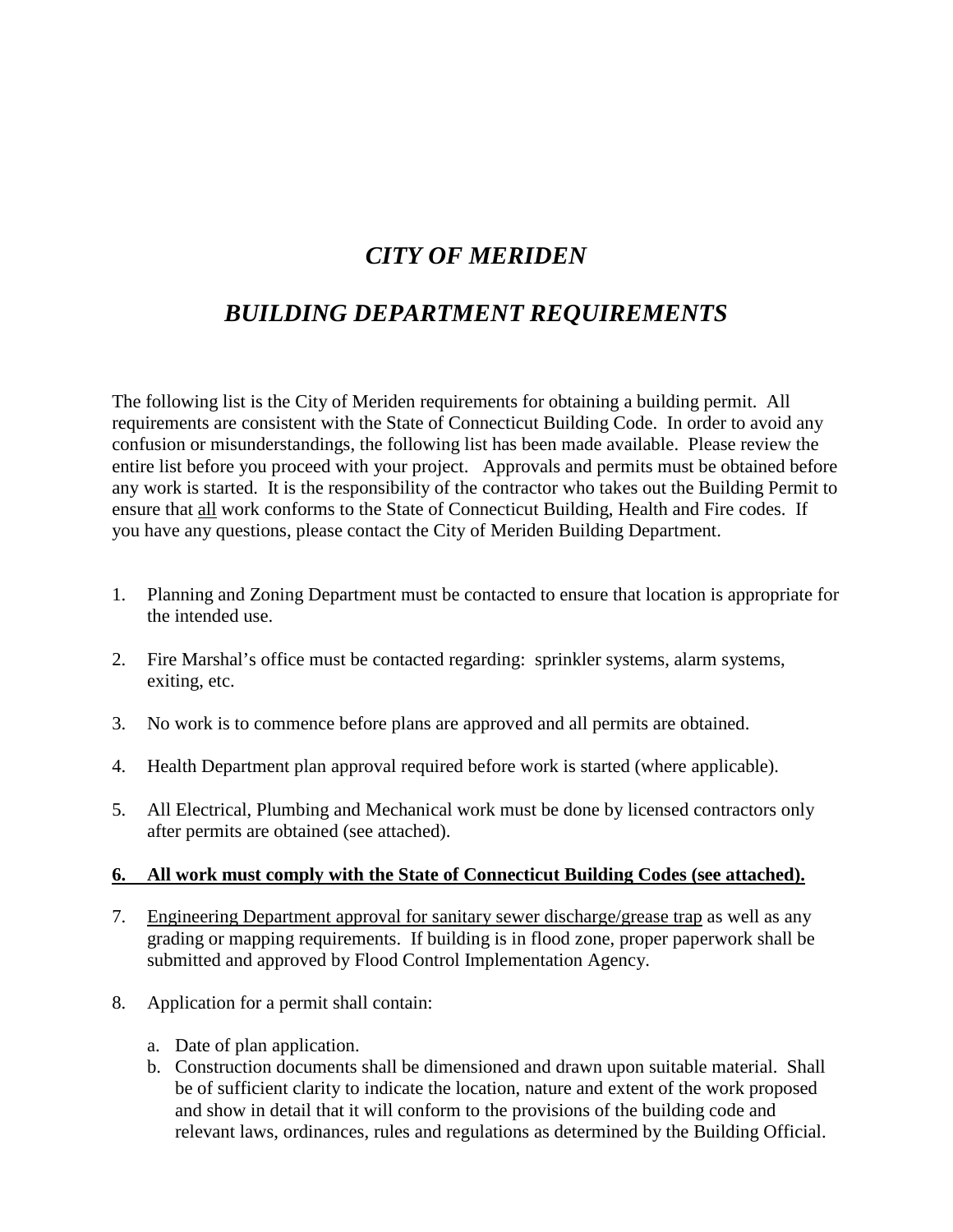# *CITY OF MERIDEN*

## *BUILDING DEPARTMENT REQUIREMENTS*

The following list is the City of Meriden requirements for obtaining a building permit. All requirements are consistent with the State of Connecticut Building Code. In order to avoid any confusion or misunderstandings, the following list has been made available. Please review the entire list before you proceed with your project. Approvals and permits must be obtained before any work is started. It is the responsibility of the contractor who takes out the Building Permit to ensure that <u>all</u> work conforms to the State of Connecticut Building, Health and Fire codes. If you have any questions, please contact the City of Meriden Building Department.

1. Planning and Zoning Department must be contacted to ensure that location is appropriate for the intended use.

2. Fire Marshal's office must be contacted regarding: sprinkler systems, alarm systems, exiting, etc.

3. No work is to commence before plans are approved and all permits are obtained.

4. Health Department plan approval required before work is started (where applicable).

5. All Electrical, Plumbing and Mechanical work must be done by licensed contractors only after permits are obtained (see attached).

6. **<u>All work must comply with the State of Connecticut Building Codes (see attached).</u>**

7. <u>Engineering Department approval for sanitary sewer discharge/grease trap</u> as well as any grading or mapping requirements. If building is in flood zone, proper paperwork shall be submitted and approved by Flood Control Implementation Agency.

8. Application for a permit shall contain:

   a. Date of plan application.
   b. Construction documents shall be dimensioned and drawn upon suitable material. Shall be of sufficient clarity to indicate the location, nature and extent of the work proposed and show in detail that it will conform to the provisions of the building code and relevant laws, ordinances, rules and regulations as determined by the Building Official.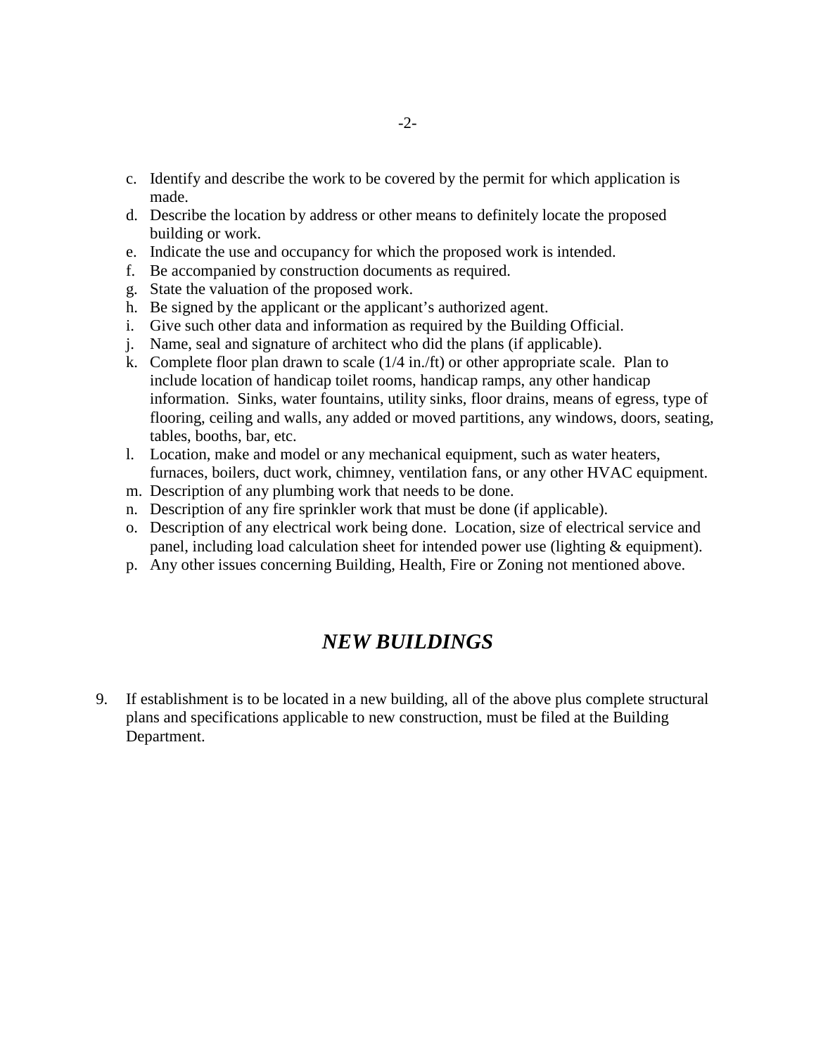c. Identify and describe the work to be covered by the permit for which application is made.
d. Describe the location by address or other means to definitely locate the proposed building or work.
e. Indicate the use and occupancy for which the proposed work is intended.
f. Be accompanied by construction documents as required.
g. State the valuation of the proposed work.
h. Be signed by the applicant or the applicant's authorized agent.
i. Give such other data and information as required by the Building Official.
j. Name, seal and signature of architect who did the plans (if applicable).
k. Complete floor plan drawn to scale (1/4 in./ft) or other appropriate scale. Plan to include location of handicap toilet rooms, handicap ramps, any other handicap information. Sinks, water fountains, utility sinks, floor drains, means of egress, type of flooring, ceiling and walls, any added or moved partitions, any windows, doors, seating, tables, booths, bar, etc.
l. Location, make and model or any mechanical equipment, such as water heaters, furnaces, boilers, duct work, chimney, ventilation fans, or any other HVAC equipment.
m. Description of any plumbing work that needs to be done.
n. Description of any fire sprinkler work that must be done (if applicable).
o. Description of any electrical work being done. Location, size of electrical service and panel, including load calculation sheet for intended power use (lighting & equipment).
p. Any other issues concerning Building, Health, Fire or Zoning not mentioned above.

## ***NEW BUILDINGS***

9. If establishment is to be located in a new building, all of the above plus complete structural plans and specifications applicable to new construction, must be filed at the Building Department.